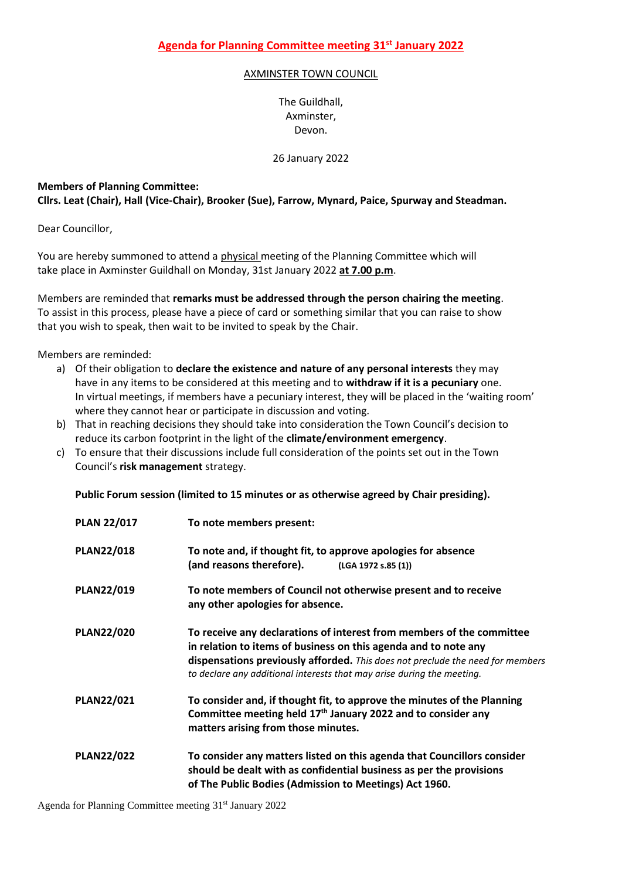# Agenda for Planning Committee meeting 31st January 2022

AXMINSTER TOWN COUNCIL

The Guildhall,
Axminster,
Devon.

26 January 2022

**Members of Planning Committee:**
**Cllrs. Leat (Chair), Hall (Vice-Chair), Brooker (Sue), Farrow, Mynard, Paice, Spurway and Steadman.**

Dear Councillor,

You are hereby summoned to attend a physical meeting of the Planning Committee which will take place in Axminster Guildhall on Monday, 31st January 2022 **at 7.00 p.m**.

Members are reminded that **remarks must be addressed through the person chairing the meeting**. To assist in this process, please have a piece of card or something similar that you can raise to show that you wish to speak, then wait to be invited to speak by the Chair.

Members are reminded:

a) Of their obligation to **declare the existence and nature of any personal interests** they may have in any items to be considered at this meeting and to **withdraw if it is a pecuniary** one. In virtual meetings, if members have a pecuniary interest, they will be placed in the 'waiting room' where they cannot hear or participate in discussion and voting.
b) That in reaching decisions they should take into consideration the Town Council's decision to reduce its carbon footprint in the light of the **climate/environment emergency**.
c) To ensure that their discussions include full consideration of the points set out in the Town Council's **risk management** strategy.

**Public Forum session (limited to 15 minutes or as otherwise agreed by Chair presiding).**

**PLAN 22/017** **To note members present:**

**PLAN22/018** **To note and, if thought fit, to approve apologies for absence (and reasons therefore).** **(LGA 1972 s.85 (1))**

**PLAN22/019** **To note members of Council not otherwise present and to receive any other apologies for absence.**

**PLAN22/020** **To receive any declarations of interest from members of the committee in relation to items of business on this agenda and to note any dispensations previously afforded.** *This does not preclude the need for members to declare any additional interests that may arise during the meeting.*

**PLAN22/021** **To consider and, if thought fit, to approve the minutes of the Planning Committee meeting held 17th January 2022 and to consider any matters arising from those minutes.**

**PLAN22/022** **To consider any matters listed on this agenda that Councillors consider should be dealt with as confidential business as per the provisions of The Public Bodies (Admission to Meetings) Act 1960.**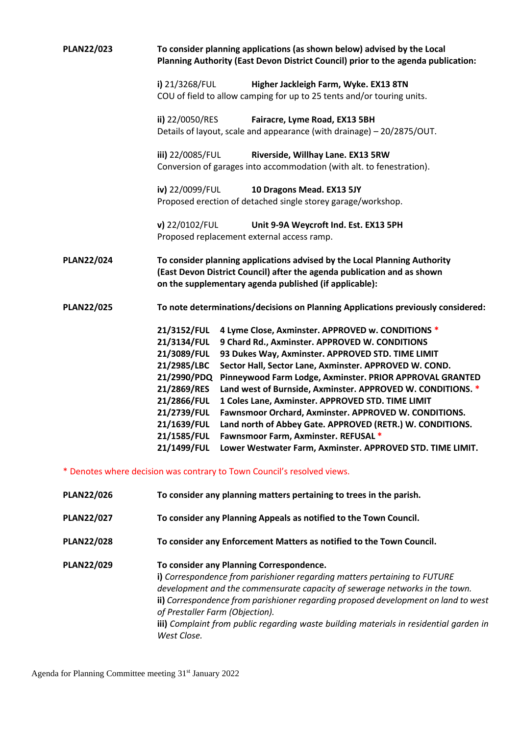**PLAN22/023** **To consider planning applications (as shown below) advised by the Local Planning Authority (East Devon District Council) prior to the agenda publication:**

**i)** 21/3268/FUL **Higher Jackleigh Farm, Wyke. EX13 8TN**
COU of field to allow camping for up to 25 tents and/or touring units.

**ii)** 22/0050/RES **Fairacre, Lyme Road, EX13 5BH**
Details of layout, scale and appearance (with drainage) – 20/2875/OUT.

**iii)** 22/0085/FUL **Riverside, Willhay Lane. EX13 5RW**
Conversion of garages into accommodation (with alt. to fenestration).

**iv)** 22/0099/FUL **10 Dragons Mead. EX13 5JY**
Proposed erection of detached single storey garage/workshop.

**v)** 22/0102/FUL **Unit 9-9A Weycroft Ind. Est. EX13 5PH**
Proposed replacement external access ramp.

**PLAN22/024** **To consider planning applications advised by the Local Planning Authority (East Devon District Council) after the agenda publication and as shown on the supplementary agenda published (if applicable):**

**PLAN22/025** **To note determinations/decisions on Planning Applications previously considered:**

**21/3152/FUL** **4 Lyme Close, Axminster. APPROVED w. CONDITIONS** *
**21/3134/FUL** **9 Chard Rd., Axminster. APPROVED W. CONDITIONS**
**21/3089/FUL** **93 Dukes Way, Axminster. APPROVED STD. TIME LIMIT**
**21/2985/LBC** **Sector Hall, Sector Lane, Axminster. APPROVED W. COND.**
**21/2990/PDQ** **Pinneywood Farm Lodge, Axminster. PRIOR APPROVAL GRANTED**
**21/2869/RES** **Land west of Burnside, Axminster. APPROVED W. CONDITIONS.** *
**21/2866/FUL** **1 Coles Lane, Axminster. APPROVED STD. TIME LIMIT**
**21/2739/FUL** **Fawnsmoor Orchard, Axminster. APPROVED W. CONDITIONS.**
**21/1639/FUL** **Land north of Abbey Gate. APPROVED (RETR.) W. CONDITIONS.**
**21/1585/FUL** **Fawnsmoor Farm, Axminster. REFUSAL** *
**21/1499/FUL** **Lower Westwater Farm, Axminster. APPROVED STD. TIME LIMIT.**

* Denotes where decision was contrary to Town Council's resolved views.

**PLAN22/026** **To consider any planning matters pertaining to trees in the parish.**

**PLAN22/027** **To consider any Planning Appeals as notified to the Town Council.**

**PLAN22/028** **To consider any Enforcement Matters as notified to the Town Council.**

**PLAN22/029** **To consider any Planning Correspondence.**
**i)** *Correspondence from parishioner regarding matters pertaining to FUTURE development and the commensurate capacity of sewerage networks in the town.*
**ii)** *Correspondence from parishioner regarding proposed development on land to west of Prestaller Farm (Objection).*
**iii)** *Complaint from public regarding waste building materials in residential garden in West Close.*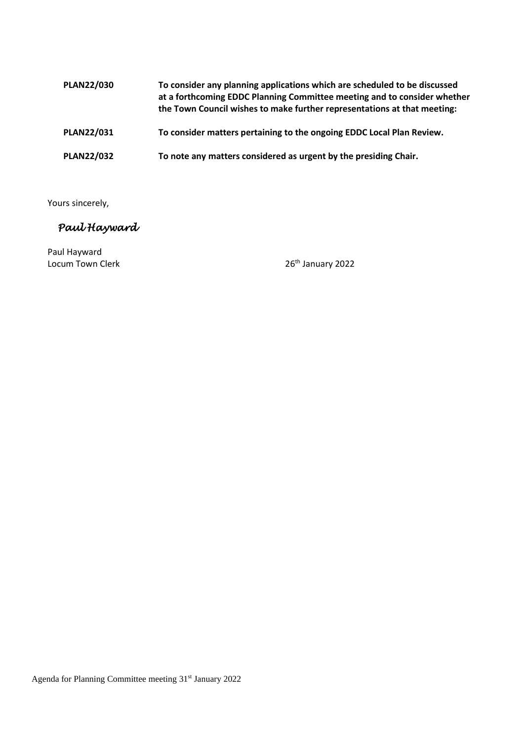| | |
|---|---|
| **PLAN22/030** | **To consider any planning applications which are scheduled to be discussed at a forthcoming EDDC Planning Committee meeting and to consider whether the Town Council wishes to make further representations at that meeting:** |
| **PLAN22/031** | **To consider matters pertaining to the ongoing EDDC Local Plan Review.** |
| **PLAN22/032** | **To note any matters considered as urgent by the presiding Chair.** |

Yours sincerely,

*Paul Hayward*

Paul Hayward
Locum Town Clerk

26th January 2022

Agenda for Planning Committee meeting 31st January 2022